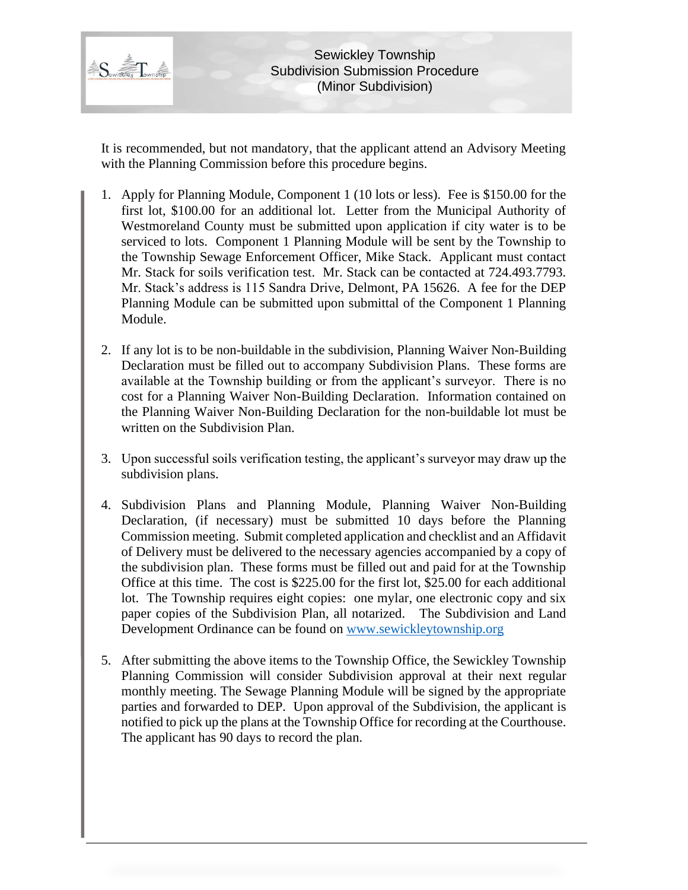# Sewickley Township
## Subdivision Submission Procedure
### (Minor Subdivision)

It is recommended, but not mandatory, that the applicant attend an Advisory Meeting with the Planning Commission before this procedure begins.

1. Apply for Planning Module, Component 1 (10 lots or less). Fee is $150.00 for the first lot, $100.00 for an additional lot. Letter from the Municipal Authority of Westmoreland County must be submitted upon application if city water is to be serviced to lots. Component 1 Planning Module will be sent by the Township to the Township Sewage Enforcement Officer, Mike Stack. Applicant must contact Mr. Stack for soils verification test. Mr. Stack can be contacted at 724.493.7793. Mr. Stack's address is 115 Sandra Drive, Delmont, PA 15626. A fee for the DEP Planning Module can be submitted upon submittal of the Component 1 Planning Module.

2. If any lot is to be non-buildable in the subdivision, Planning Waiver Non-Building Declaration must be filled out to accompany Subdivision Plans. These forms are available at the Township building or from the applicant's surveyor. There is no cost for a Planning Waiver Non-Building Declaration. Information contained on the Planning Waiver Non-Building Declaration for the non-buildable lot must be written on the Subdivision Plan.

3. Upon successful soils verification testing, the applicant's surveyor may draw up the subdivision plans.

4. Subdivision Plans and Planning Module, Planning Waiver Non-Building Declaration, (if necessary) must be submitted 10 days before the Planning Commission meeting. Submit completed application and checklist and an Affidavit of Delivery must be delivered to the necessary agencies accompanied by a copy of the subdivision plan. These forms must be filled out and paid for at the Township Office at this time. The cost is $225.00 for the first lot, $25.00 for each additional lot. The Township requires eight copies: one mylar, one electronic copy and six paper copies of the Subdivision Plan, all notarized. The Subdivision and Land Development Ordinance can be found on [www.sewickleytownship.org](http://www.sewickleytownship.org)

5. After submitting the above items to the Township Office, the Sewickley Township Planning Commission will consider Subdivision approval at their next regular monthly meeting. The Sewage Planning Module will be signed by the appropriate parties and forwarded to DEP. Upon approval of the Subdivision, the applicant is notified to pick up the plans at the Township Office for recording at the Courthouse. The applicant has 90 days to record the plan.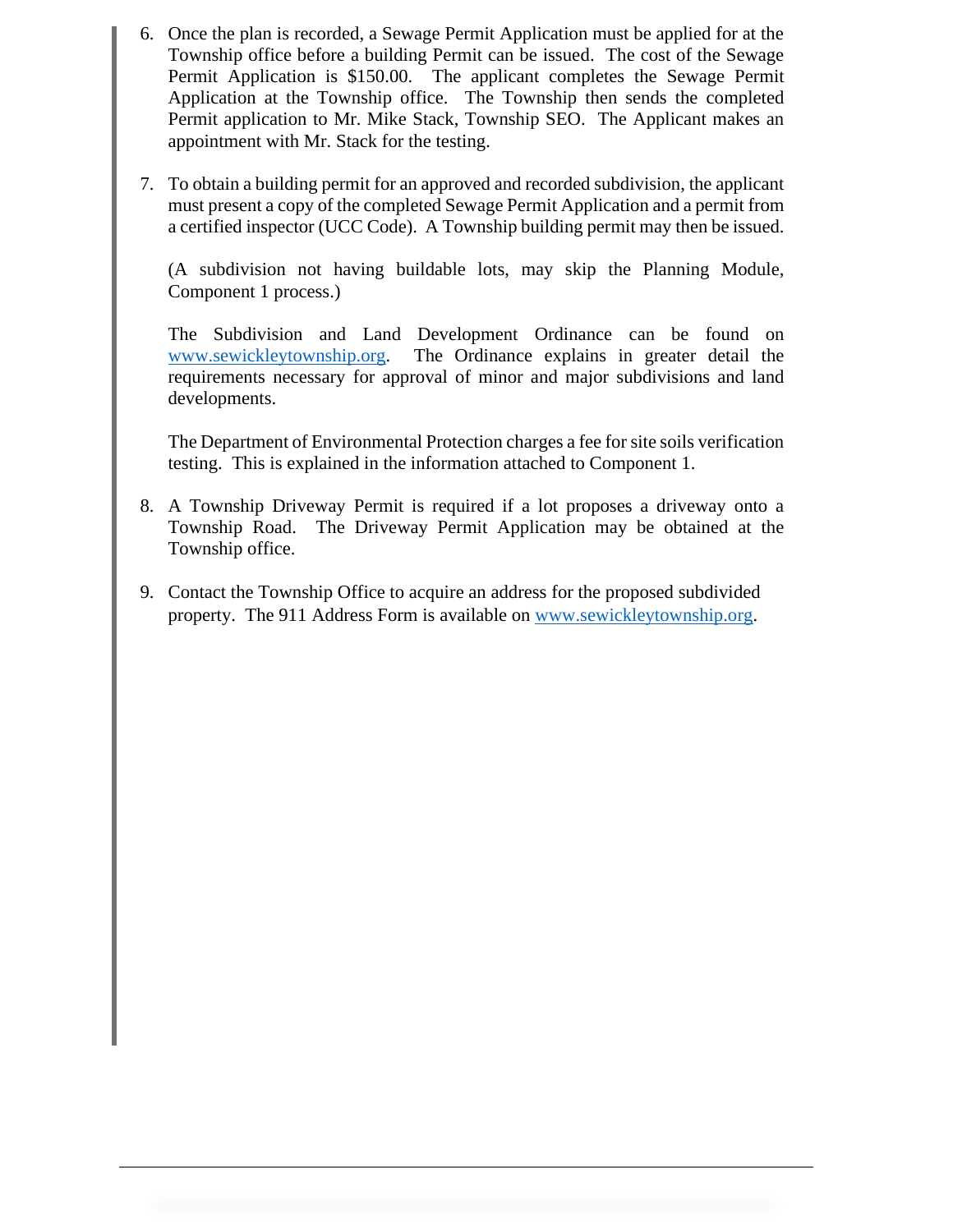6. Once the plan is recorded, a Sewage Permit Application must be applied for at the Township office before a building Permit can be issued. The cost of the Sewage Permit Application is $150.00. The applicant completes the Sewage Permit Application at the Township office. The Township then sends the completed Permit application to Mr. Mike Stack, Township SEO. The Applicant makes an appointment with Mr. Stack for the testing.

7. To obtain a building permit for an approved and recorded subdivision, the applicant must present a copy of the completed Sewage Permit Application and a permit from a certified inspector (UCC Code). A Township building permit may then be issued.

   (A subdivision not having buildable lots, may skip the Planning Module, Component 1 process.)

   The Subdivision and Land Development Ordinance can be found on www.sewickleytownship.org. The Ordinance explains in greater detail the requirements necessary for approval of minor and major subdivisions and land developments.

   The Department of Environmental Protection charges a fee for site soils verification testing. This is explained in the information attached to Component 1.

8. A Township Driveway Permit is required if a lot proposes a driveway onto a Township Road. The Driveway Permit Application may be obtained at the Township office.

9. Contact the Township Office to acquire an address for the proposed subdivided property. The 911 Address Form is available on www.sewickleytownship.org.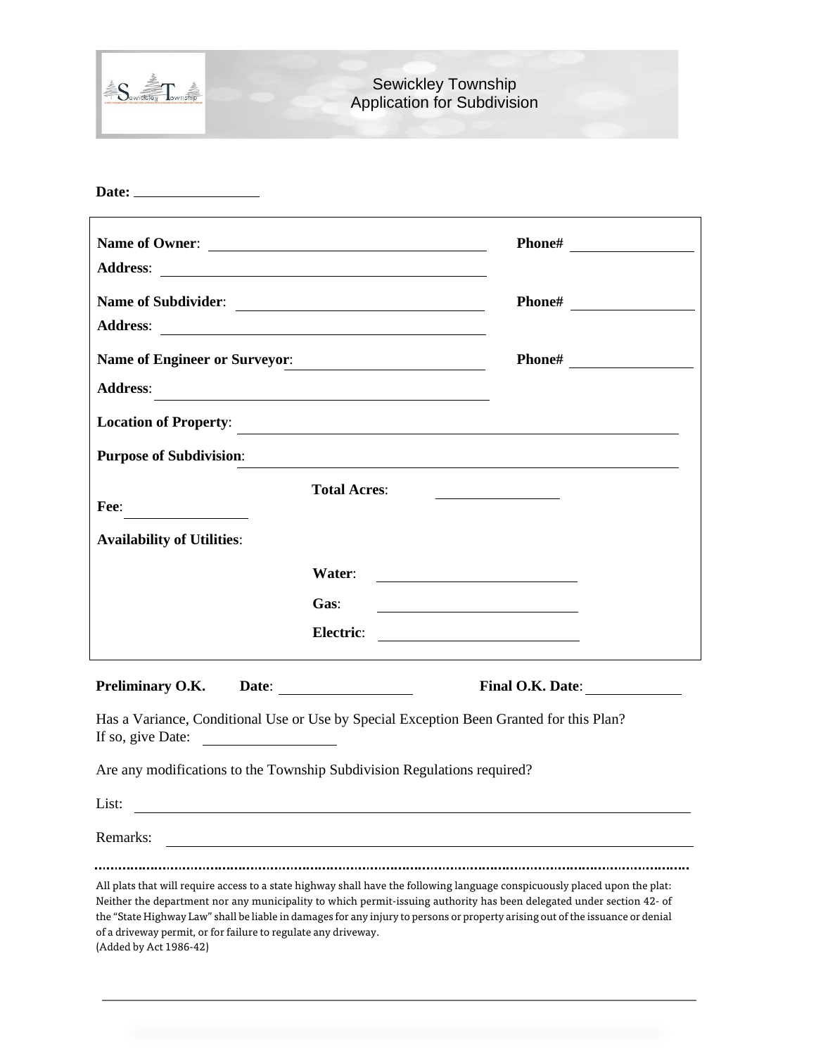# Sewickley Township
## Application for Subdivision

**Date:** ________________

**Name of Owner**: ______________________________ **Phone#** ______________

**Address**: ______________________________

**Name of Subdivider**: ______________________________ **Phone#** ______________

**Address**: ______________________________

**Name of Engineer or Surveyor**: ______________________________ **Phone#** ______________

**Address**: ______________________________

**Location of Property**: ______________________________

**Purpose of Subdivision**: ______________________________

**Fee**: ______________ **Total Acres**: ______________

**Availability of Utilities**:

**Water**: ______________________

**Gas**: ______________________

**Electric**: ______________________

**Preliminary O.K.** **Date**: ______________ **Final O.K. Date**: ______________

Has a Variance, Conditional Use or Use by Special Exception Been Granted for this Plan?
If so, give Date: ______________

Are any modifications to the Township Subdivision Regulations required?

List: ______________________________

Remarks: ______________________________

---

All plats that will require access to a state highway shall have the following language conspicuously placed upon the plat: Neither the department nor any municipality to which permit-issuing authority has been delegated under section 42- of the "State Highway Law" shall be liable in damages for any injury to persons or property arising out of the issuance or denial of a driveway permit, or for failure to regulate any driveway.
(Added by Act 1986-42)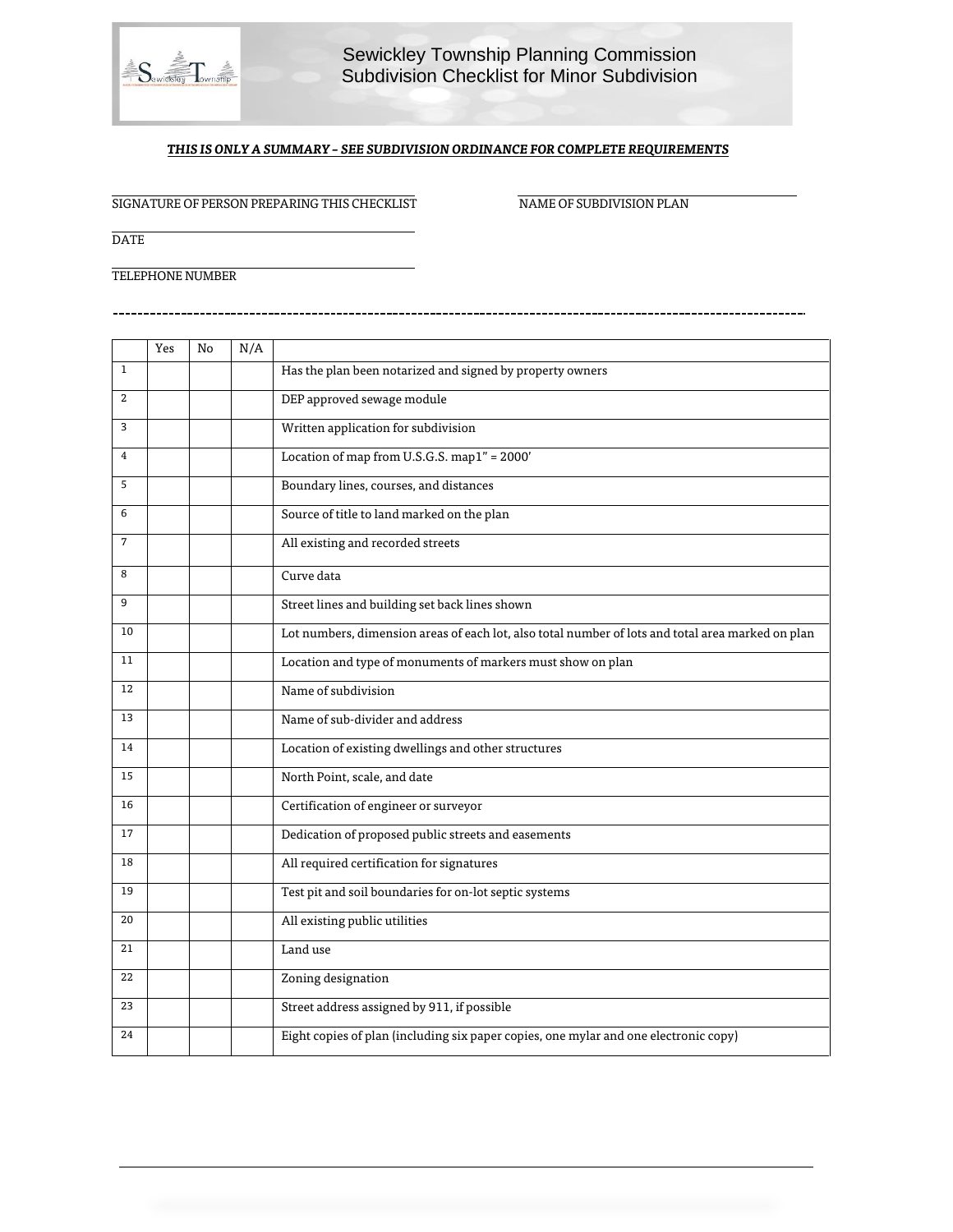# Sewickley Township Planning Commission
## Subdivision Checklist for Minor Subdivision

***THIS IS ONLY A SUMMARY – SEE SUBDIVISION ORDINANCE FOR COMPLETE REQUIREMENTS***

SIGNATURE OF PERSON PREPARING THIS CHECKLIST ______________________

NAME OF SUBDIVISION PLAN ______________________

DATE ______________________

TELEPHONE NUMBER ______________________

---

| | Yes | No | N/A | |
|---|---|---|---|---|
| 1 | | | | Has the plan been notarized and signed by property owners |
| 2 | | | | DEP approved sewage module |
| 3 | | | | Written application for subdivision |
| 4 | | | | Location of map from U.S.G.S. map1" = 2000' |
| 5 | | | | Boundary lines, courses, and distances |
| 6 | | | | Source of title to land marked on the plan |
| 7 | | | | All existing and recorded streets |
| 8 | | | | Curve data |
| 9 | | | | Street lines and building set back lines shown |
| 10 | | | | Lot numbers, dimension areas of each lot, also total number of lots and total area marked on plan |
| 11 | | | | Location and type of monuments of markers must show on plan |
| 12 | | | | Name of subdivision |
| 13 | | | | Name of sub-divider and address |
| 14 | | | | Location of existing dwellings and other structures |
| 15 | | | | North Point, scale, and date |
| 16 | | | | Certification of engineer or surveyor |
| 17 | | | | Dedication of proposed public streets and easements |
| 18 | | | | All required certification for signatures |
| 19 | | | | Test pit and soil boundaries for on-lot septic systems |
| 20 | | | | All existing public utilities |
| 21 | | | | Land use |
| 22 | | | | Zoning designation |
| 23 | | | | Street address assigned by 911, if possible |
| 24 | | | | Eight copies of plan (including six paper copies, one mylar and one electronic copy) |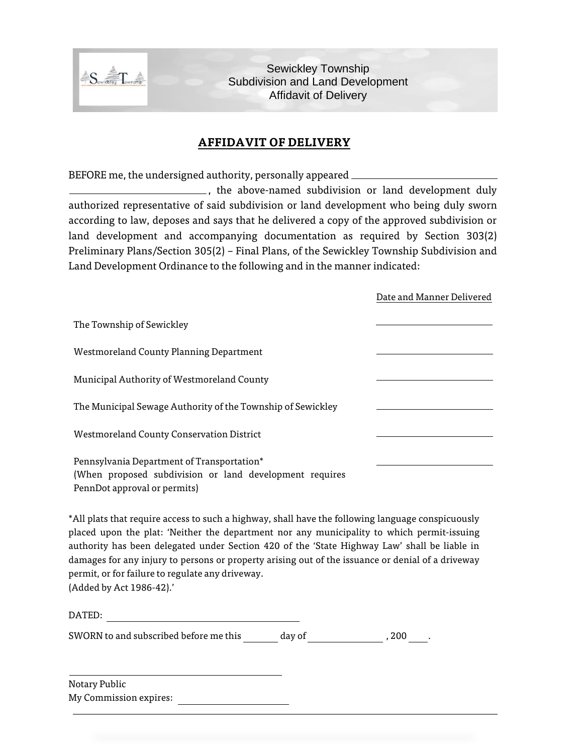Sewickley Township
Subdivision and Land Development
Affidavit of Delivery

# AFFIDAVIT OF DELIVERY

BEFORE me, the undersigned authority, personally appeared ______________________________ ______________________________, the above-named subdivision or land development duly authorized representative of said subdivision or land development who being duly sworn according to law, deposes and says that he delivered a copy of the approved subdivision or land development and accompanying documentation as required by Section 303(2) Preliminary Plans/Section 305(2) – Final Plans, of the Sewickley Township Subdivision and Land Development Ordinance to the following and in the manner indicated:

| | Date and Manner Delivered |
|---|---|
| The Township of Sewickley | ____________________ |
| Westmoreland County Planning Department | ____________________ |
| Municipal Authority of Westmoreland County | ____________________ |
| The Municipal Sewage Authority of the Township of Sewickley | ____________________ |
| Westmoreland County Conservation District | ____________________ |
| Pennsylvania Department of Transportation* (When proposed subdivision or land development requires PennDot approval or permits) | ____________________ |

*All plats that require access to such a highway, shall have the following language conspicuously placed upon the plat: 'Neither the department nor any municipality to which permit-issuing authority has been delegated under Section 420 of the 'State Highway Law' shall be liable in damages for any injury to persons or property arising out of the issuance or denial of a driveway permit, or for failure to regulate any driveway.
(Added by Act 1986-42).'

DATED: ______________________________

SWORN to and subscribed before me this ______ day of ______________, 200____.

______________________________
Notary Public
My Commission expires: ____________________